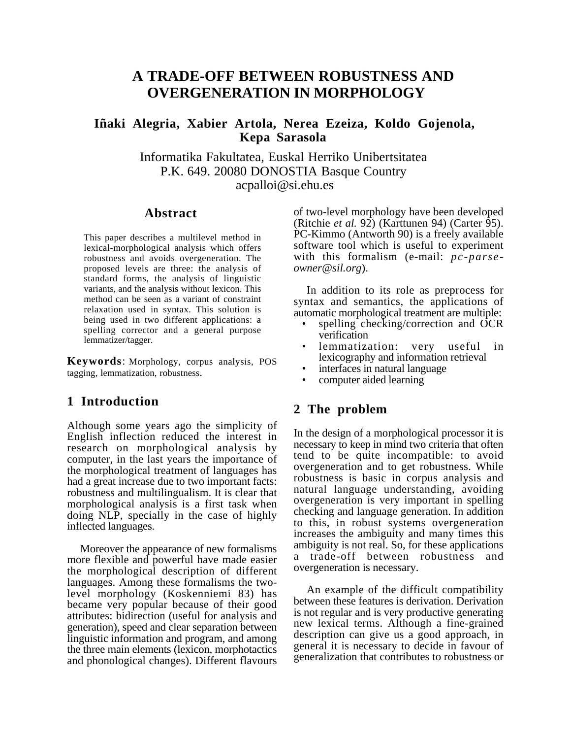# A TRADE-OFF BETWEEN ROBUSTNESS AND OVERGENERATION IN MORPHOLOGY

**Iñaki Alegria, Xabier Artola, Nerea Ezeiza, Koldo Gojenola, Kepa Sarasola**

Informatika Fakultatea, Euskal Herriko Unibertsitatea
P.K. 649. 20080 DONOSTIA Basque Country
acpalloi@si.ehu.es

## Abstract

This paper describes a multilevel method in lexical-morphological analysis which offers robustness and avoids overgeneration. The proposed levels are three: the analysis of standard forms, the analysis of linguistic variants, and the analysis without lexicon. This method can be seen as a variant of constraint relaxation used in syntax. This solution is being used in two different applications: a spelling corrector and a general purpose lemmatizer/tagger.

**Keywords**: Morphology, corpus analysis, POS tagging, lemmatization, robustness.

## 1 Introduction

Although some years ago the simplicity of English inflection reduced the interest in research on morphological analysis by computer, in the last years the importance of the morphological treatment of languages has had a great increase due to two important facts: robustness and multilingualism. It is clear that morphological analysis is a first task when doing NLP, specially in the case of highly inflected languages.

Moreover the appearance of new formalisms more flexible and powerful have made easier the morphological description of different languages. Among these formalisms the two-level morphology (Koskenniemi 83) has became very popular because of their good attributes: bidirection (useful for analysis and generation), speed and clear separation between linguistic information and program, and among the three main elements (lexicon, morphotactics and phonological changes). Different flavours of two-level morphology have been developed (Ritchie *et al.* 92) (Karttunen 94) (Carter 95). PC-Kimmo (Antworth 90) is a freely available software tool which is useful to experiment with this formalism (e-mail: *pc-parse-owner@sil.org*).

In addition to its role as preprocess for syntax and semantics, the applications of automatic morphological treatment are multiple:

- spelling checking/correction and OCR verification
- lemmatization: very useful in lexicography and information retrieval
- interfaces in natural language
- computer aided learning

## 2 The problem

In the design of a morphological processor it is necessary to keep in mind two criteria that often tend to be quite incompatible: to avoid overgeneration and to get robustness. While robustness is basic in corpus analysis and natural language understanding, avoiding overgeneration is very important in spelling checking and language generation. In addition to this, in robust systems overgeneration increases the ambiguity and many times this ambiguity is not real. So, for these applications a trade-off between robustness and overgeneration is necessary.

An example of the difficult compatibility between these features is derivation. Derivation is not regular and is very productive generating new lexical terms. Although a fine-grained description can give us a good approach, in general it is necessary to decide in favour of generalization that contributes to robustness or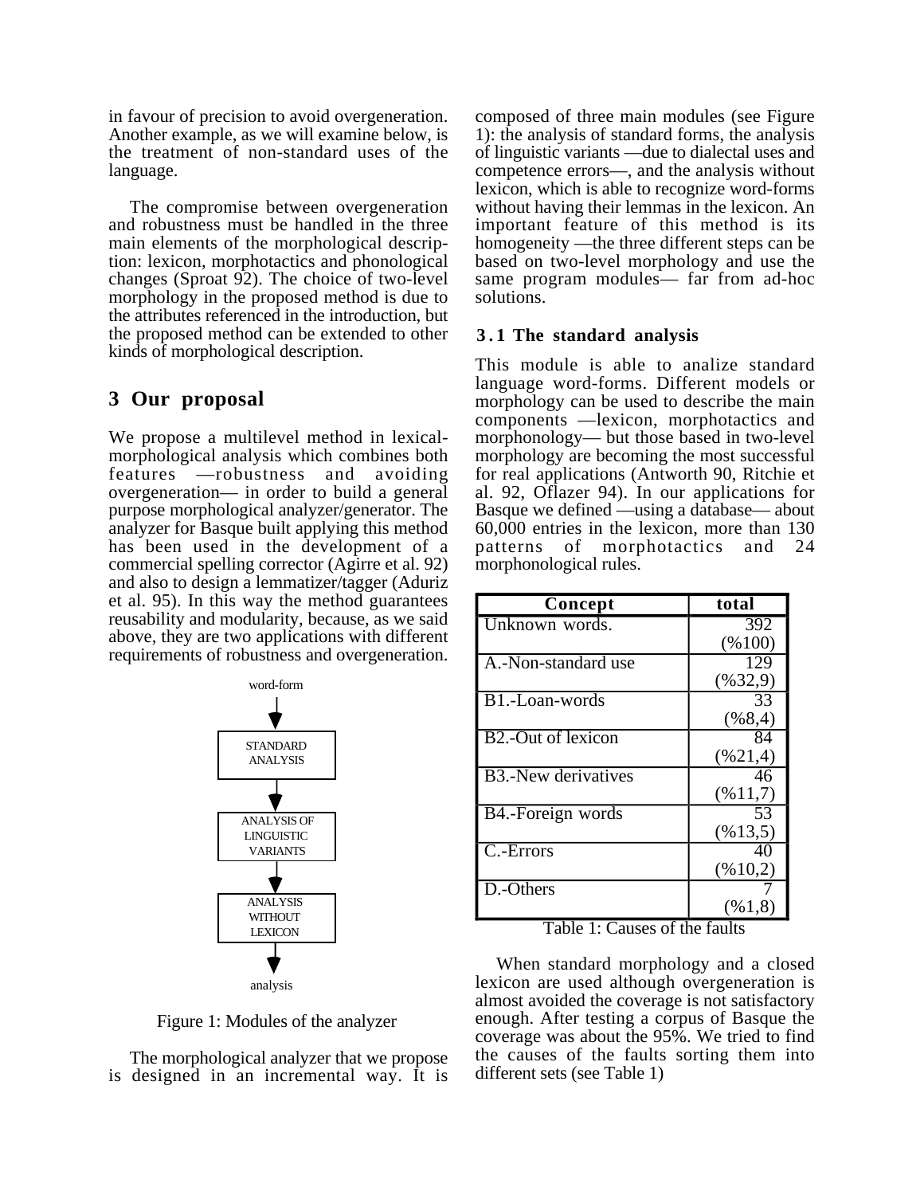in favour of precision to avoid overgeneration. Another example, as we will examine below, is the treatment of non-standard uses of the language.

The compromise between overgeneration and robustness must be handled in the three main elements of the morphological description: lexicon, morphotactics and phonological changes (Sproat 92). The choice of two-level morphology in the proposed method is due to the attributes referenced in the introduction, but the proposed method can be extended to other kinds of morphological description.

## 3 Our proposal

We propose a multilevel method in lexical-morphological analysis which combines both features —robustness and avoiding overgeneration— in order to build a general purpose morphological analyzer/generator. The analyzer for Basque built applying this method has been used in the development of a commercial spelling corrector (Agirre et al. 92) and also to design a lemmatizer/tagger (Aduriz et al. 95). In this way the method guarantees reusability and modularity, because, as we said above, they are two applications with different requirements of robustness and overgeneration.

word-form → STANDARD ANALYSIS → ANALYSIS OF LINGUISTIC VARIANTS → ANALYSIS WITHOUT LEXICON → analysis

Figure 1: Modules of the analyzer

The morphological analyzer that we propose is designed in an incremental way. It is composed of three main modules (see Figure 1): the analysis of standard forms, the analysis of linguistic variants —due to dialectal uses and competence errors—, and the analysis without lexicon, which is able to recognize word-forms without having their lemmas in the lexicon. An important feature of this method is its homogeneity —the three different steps can be based on two-level morphology and use the same program modules— far from ad-hoc solutions.

### 3.1 The standard analysis

This module is able to analize standard language word-forms. Different models or morphology can be used to describe the main components —lexicon, morphotactics and morphonology— but those based in two-level morphology are becoming the most successful for real applications (Antworth 90, Ritchie et al. 92, Oflazer 94). In our applications for Basque we defined —using a database— about 60,000 entries in the lexicon, more than 130 patterns of morphotactics and 24 morphonological rules.

| Concept | total |
|---|---|
| Unknown words. | 392 (%100) |
| A.-Non-standard use | 129 (%32,9) |
| B1.-Loan-words | 33 (%8,4) |
| B2.-Out of lexicon | 84 (%21,4) |
| B3.-New derivatives | 46 (%11,7) |
| B4.-Foreign words | 53 (%13,5) |
| C.-Errors | 40 (%10,2) |
| D.-Others | 7 (%1,8) |

Table 1: Causes of the faults

When standard morphology and a closed lexicon are used although overgeneration is almost avoided the coverage is not satisfactory enough. After testing a corpus of Basque the coverage was about the 95%. We tried to find the causes of the faults sorting them into different sets (see Table 1)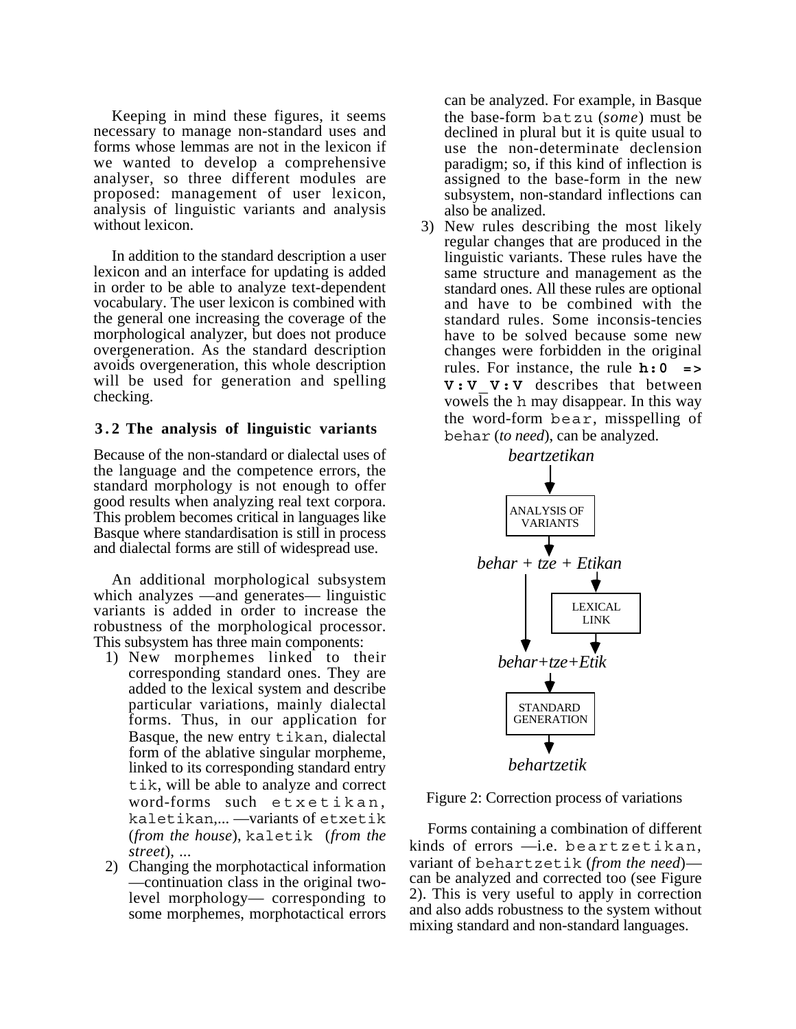Keeping in mind these figures, it seems necessary to manage non-standard uses and forms whose lemmas are not in the lexicon if we wanted to develop a comprehensive analyser, so three different modules are proposed: management of user lexicon, analysis of linguistic variants and analysis without lexicon.

In addition to the standard description a user lexicon and an interface for updating is added in order to be able to analyze text-dependent vocabulary. The user lexicon is combined with the general one increasing the coverage of the morphological analyzer, but does not produce overgeneration. As the standard description avoids overgeneration, this whole description will be used for generation and spelling checking.

### 3.2 The analysis of linguistic variants

Because of the non-standard or dialectal uses of the language and the competence errors, the standard morphology is not enough to offer good results when analyzing real text corpora. This problem becomes critical in languages like Basque where standardisation is still in process and dialectal forms are still of widespread use.

An additional morphological subsystem which analyzes —and generates— linguistic variants is added in order to increase the robustness of the morphological processor. This subsystem has three main components:

1) New morphemes linked to their corresponding standard ones. They are added to the lexical system and describe particular variations, mainly dialectal forms. Thus, in our application for Basque, the new entry `tikan`, dialectal form of the ablative singular morpheme, linked to its corresponding standard entry `tik`, will be able to analyze and correct word-forms such `etxetikan`, `kaletikan`,... —variants of `etxetik` (*from the house*), `kaletik` (*from the street*), ...
2) Changing the morphotactical information —continuation class in the original two-level morphology— corresponding to some morphemes, morphotactical errors can be analyzed. For example, in Basque the base-form `batzu` (*some*) must be declined in plural but it is quite usual to use the non-determinate declension paradigm; so, if this kind of inflection is assigned to the base-form in the new subsystem, non-standard inflections can also be analized.
3) New rules describing the most likely regular changes that are produced in the linguistic variants. These rules have the same structure and management as the standard ones. All these rules are optional and have to be combined with the standard rules. Some inconsis-tencies have to be solved because some new changes were forbidden in the original rules. For instance, the rule **`h:0 => V:V_V:V`** describes that between vowels the `h` may disappear. In this way the word-form `bear`, misspelling of `behar` (*to need*), can be analyzed.

*beartzetikan*
↓
ANALYSIS OF VARIANTS
↓
*behar + tze + Etikan*
↓ LEXICAL LINK
*behar+tze+Etik*
↓
STANDARD GENERATION
↓
*behartzetik*

Figure 2: Correction process of variations

Forms containing a combination of different kinds of errors —i.e. `beartzetikan`, variant of `behartzetik` (*from the need*)— can be analyzed and corrected too (see Figure 2). This is very useful to apply in correction and also adds robustness to the system without mixing standard and non-standard languages.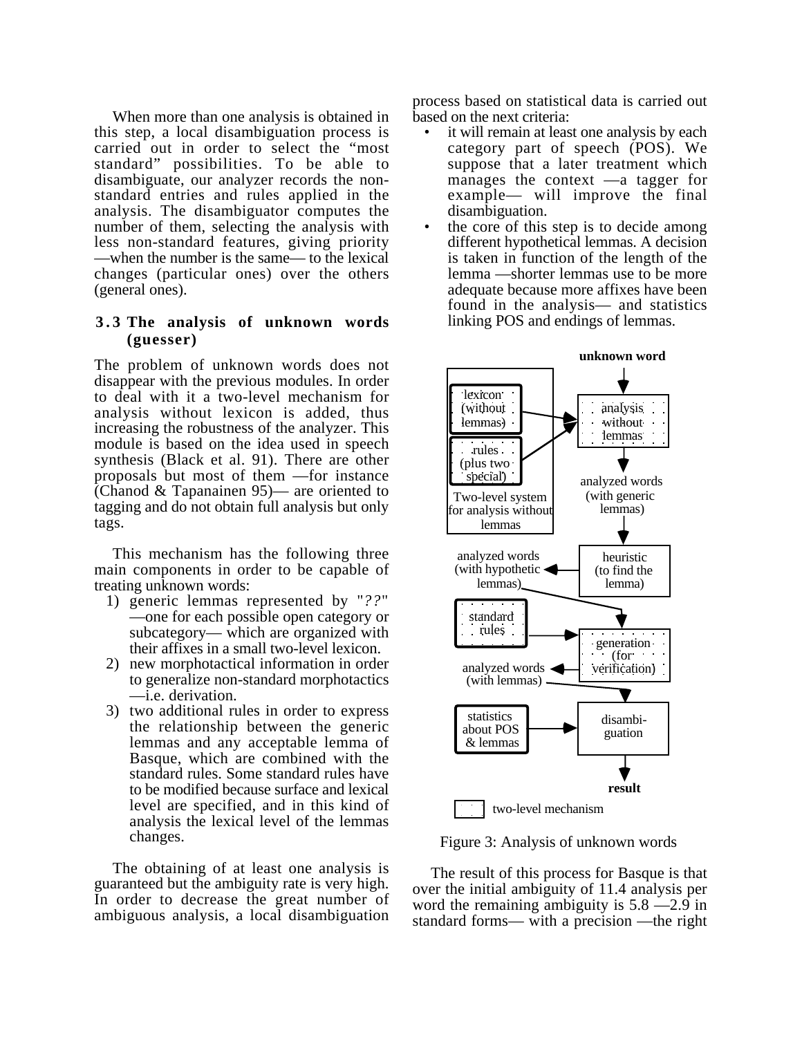When more than one analysis is obtained in this step, a local disambiguation process is carried out in order to select the "most standard" possibilities. To be able to disambiguate, our analyzer records the non-standard entries and rules applied in the analysis. The disambiguator computes the number of them, selecting the analysis with less non-standard features, giving priority —when the number is the same— to the lexical changes (particular ones) over the others (general ones).

### 3.3 The analysis of unknown words (guesser)

The problem of unknown words does not disappear with the previous modules. In order to deal with it a two-level mechanism for analysis without lexicon is added, thus increasing the robustness of the analyzer. This module is based on the idea used in speech synthesis (Black et al. 91). There are other proposals but most of them —for instance (Chanod & Tapanainen 95)— are oriented to tagging and do not obtain full analysis but only tags.

This mechanism has the following three main components in order to be capable of treating unknown words:

1) generic lemmas represented by "*??*" —one for each possible open category or subcategory— which are organized with their affixes in a small two-level lexicon.
2) new morphotactical information in order to generalize non-standard morphotactics —i.e. derivation.
3) two additional rules in order to express the relationship between the generic lemmas and any acceptable lemma of Basque, which are combined with the standard rules. Some standard rules have to be modified because surface and lexical level are specified, and in this kind of analysis the lexical level of the lemmas changes.

The obtaining of at least one analysis is guaranteed but the ambiguity rate is very high. In order to decrease the great number of ambiguous analysis, a local disambiguation process based on statistical data is carried out based on the next criteria:

- it will remain at least one analysis by each category part of speech (POS). We suppose that a later treatment which manages the context —a tagger for example— will improve the final disambiguation.
- the core of this step is to decide among different hypothetical lemmas. A decision is taken in function of the length of the lemma —shorter lemmas use to be more adequate because more affixes have been found in the analysis— and statistics linking POS and endings of lemmas.

unknown word

lexicon (without lemmas)

rules (plus two special)

Two-level system for analysis without lemmas

analysis without lemmas

analyzed words (with generic lemmas)

heuristic (to find the lemma)

analyzed words (with hypothetic lemmas)

standard rules

generation (for verification)

analyzed words (with lemmas)

statistics about POS & lemmas

disambi-guation

result

two-level mechanism

Figure 3: Analysis of unknown words

The result of this process for Basque is that over the initial ambiguity of 11.4 analysis per word the remaining ambiguity is 5.8 —2.9 in standard forms— with a precision —the right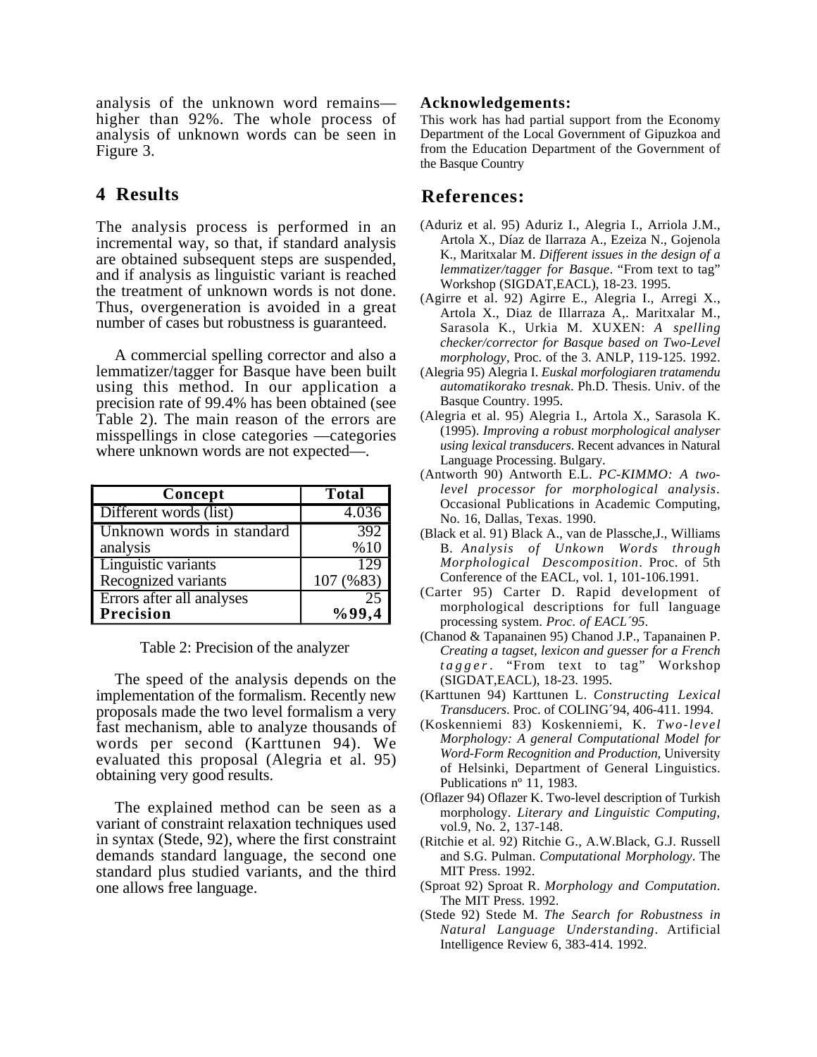analysis of the unknown word remains— higher than 92%. The whole process of analysis of unknown words can be seen in Figure 3.

## 4 Results

The analysis process is performed in an incremental way, so that, if standard analysis are obtained subsequent steps are suspended, and if analysis as linguistic variant is reached the treatment of unknown words is not done. Thus, overgeneration is avoided in a great number of cases but robustness is guaranteed.

A commercial spelling corrector and also a lemmatizer/tagger for Basque have been built using this method. In our application a precision rate of 99.4% has been obtained (see Table 2). The main reason of the errors are misspellings in close categories —categories where unknown words are not expected—.

| Concept | Total |
|---|---|
| Different words (list) | 4.036 |
| Unknown words in standard analysis | 392<br>%10 |
| Linguistic variants<br>Recognized variants | 129<br>107 (%83) |
| Errors after all analyses<br>**Precision** | 25<br>**%99,4** |

Table 2: Precision of the analyzer

The speed of the analysis depends on the implementation of the formalism. Recently new proposals made the two level formalism a very fast mechanism, able to analyze thousands of words per second (Karttunen 94). We evaluated this proposal (Alegria et al. 95) obtaining very good results.

The explained method can be seen as a variant of constraint relaxation techniques used in syntax (Stede, 92), where the first constraint demands standard language, the second one standard plus studied variants, and the third one allows free language.

### Acknowledgements:

This work has had partial support from the Economy Department of the Local Government of Gipuzkoa and from the Education Department of the Government of the Basque Country

## References:

(Aduriz et al. 95) Aduriz I., Alegria I., Arriola J.M., Artola X., Díaz de Ilarraza A., Ezeiza N., Gojenola K., Maritxalar M. *Different issues in the design of a lemmatizer/tagger for Basque*. "From text to tag" Workshop (SIGDAT,EACL), 18-23. 1995.

(Agirre et al. 92) Agirre E., Alegria I., Arregi X., Artola X., Diaz de Illarraza A,. Maritxalar M., Sarasola K., Urkia M. XUXEN: *A spelling checker/corrector for Basque based on Two-Level morphology*, Proc. of the 3. ANLP, 119-125. 1992.

(Alegria 95) Alegria I. *Euskal morfologiaren tratamendu automatikorako tresnak*. Ph.D. Thesis. Univ. of the Basque Country. 1995.

(Alegria et al. 95) Alegria I., Artola X., Sarasola K. (1995). *Improving a robust morphological analyser using lexical transducers*. Recent advances in Natural Language Processing. Bulgary.

(Antworth 90) Antworth E.L. *PC-KIMMO: A two-level processor for morphological analysis*. Occasional Publications in Academic Computing, No. 16, Dallas, Texas. 1990.

(Black et al. 91) Black A., van de Plassche,J., Williams B. *Analysis of Unkown Words through Morphological Descomposition*. Proc. of 5th Conference of the EACL, vol. 1, 101-106.1991.

(Carter 95) Carter D. Rapid development of morphological descriptions for full language processing system. *Proc. of EACL´95*.

(Chanod & Tapanainen 95) Chanod J.P., Tapanainen P. *Creating a tagset, lexicon and guesser for a French tagger*. "From text to tag" Workshop (SIGDAT,EACL), 18-23. 1995.

(Karttunen 94) Karttunen L. *Constructing Lexical Transducers*. Proc. of COLING´94, 406-411. 1994.

(Koskenniemi 83) Koskenniemi, K. *Two-level Morphology: A general Computational Model for Word-Form Recognition and Production*, University of Helsinki, Department of General Linguistics. Publications nº 11, 1983.

(Oflazer 94) Oflazer K. Two-level description of Turkish morphology. *Literary and Linguistic Computing*, vol.9, No. 2, 137-148.

(Ritchie et al. 92) Ritchie G., A.W.Black, G.J. Russell and S.G. Pulman. *Computational Morphology*. The MIT Press. 1992.

(Sproat 92) Sproat R. *Morphology and Computation*. The MIT Press. 1992.

(Stede 92) Stede M. *The Search for Robustness in Natural Language Understanding*. Artificial Intelligence Review 6, 383-414. 1992.